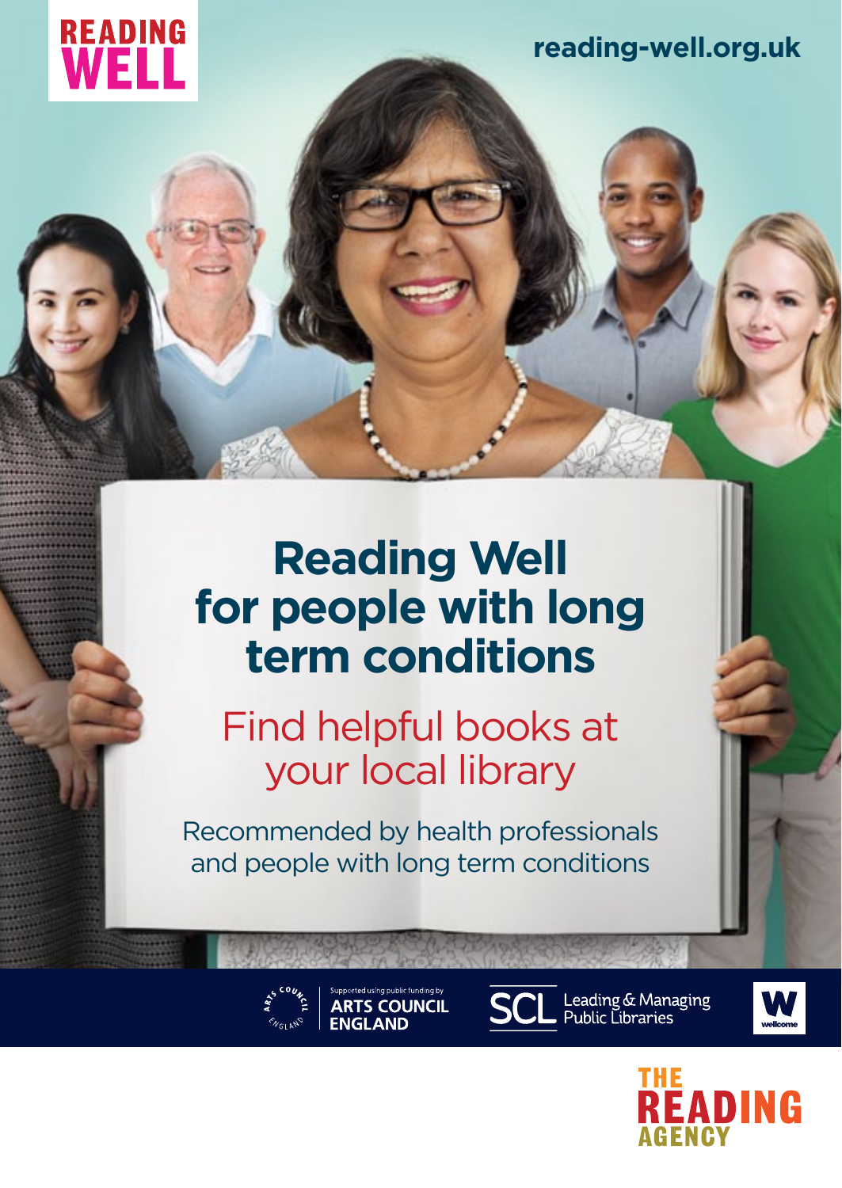READING WELL

reading-well.org.uk

# Reading Well for people with long term conditions

## Find helpful books at your local library

Recommended by health professionals and people with long term conditions

Supported using public funding by ARTS COUNCIL ENGLAND

SCL Leading & Managing Public Libraries

wellcome

THE READING AGENCY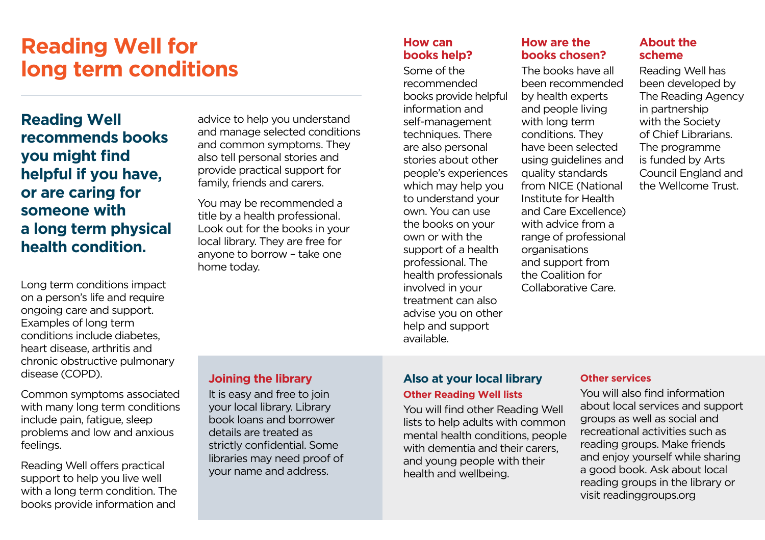# Reading Well for long term conditions

## Reading Well recommends books you might find helpful if you have, or are caring for someone with a long term physical health condition.

Long term conditions impact on a person's life and require ongoing care and support. Examples of long term conditions include diabetes, heart disease, arthritis and chronic obstructive pulmonary disease (COPD).

Common symptoms associated with many long term conditions include pain, fatigue, sleep problems and low and anxious feelings.

Reading Well offers practical support to help you live well with a long term condition. The books provide information and advice to help you understand and manage selected conditions and common symptoms. They also tell personal stories and provide practical support for family, friends and carers.

You may be recommended a title by a health professional. Look out for the books in your local library. They are free for anyone to borrow – take one home today.

### How can books help?

Some of the recommended books provide helpful information and self-management techniques. There are also personal stories about other people's experiences which may help you to understand your own. You can use the books on your own or with the support of a health professional. The health professionals involved in your treatment can also advise you on other help and support available.

### How are the books chosen?

The books have all been recommended by health experts and people living with long term conditions. They have been selected using guidelines and quality standards from NICE (National Institute for Health and Care Excellence) with advice from a range of professional organisations and support from the Coalition for Collaborative Care.

### About the scheme

Reading Well has been developed by The Reading Agency in partnership with the Society of Chief Librarians. The programme is funded by Arts Council England and the Wellcome Trust.

### Joining the library

It is easy and free to join your local library. Library book loans and borrower details are treated as strictly confidential. Some libraries may need proof of your name and address.

### Also at your local library

#### Other Reading Well lists

You will find other Reading Well lists to help adults with common mental health conditions, people with dementia and their carers, and young people with their health and wellbeing.

#### Other services

You will also find information about local services and support groups as well as social and recreational activities such as reading groups. Make friends and enjoy yourself while sharing a good book. Ask about local reading groups in the library or visit readinggroups.org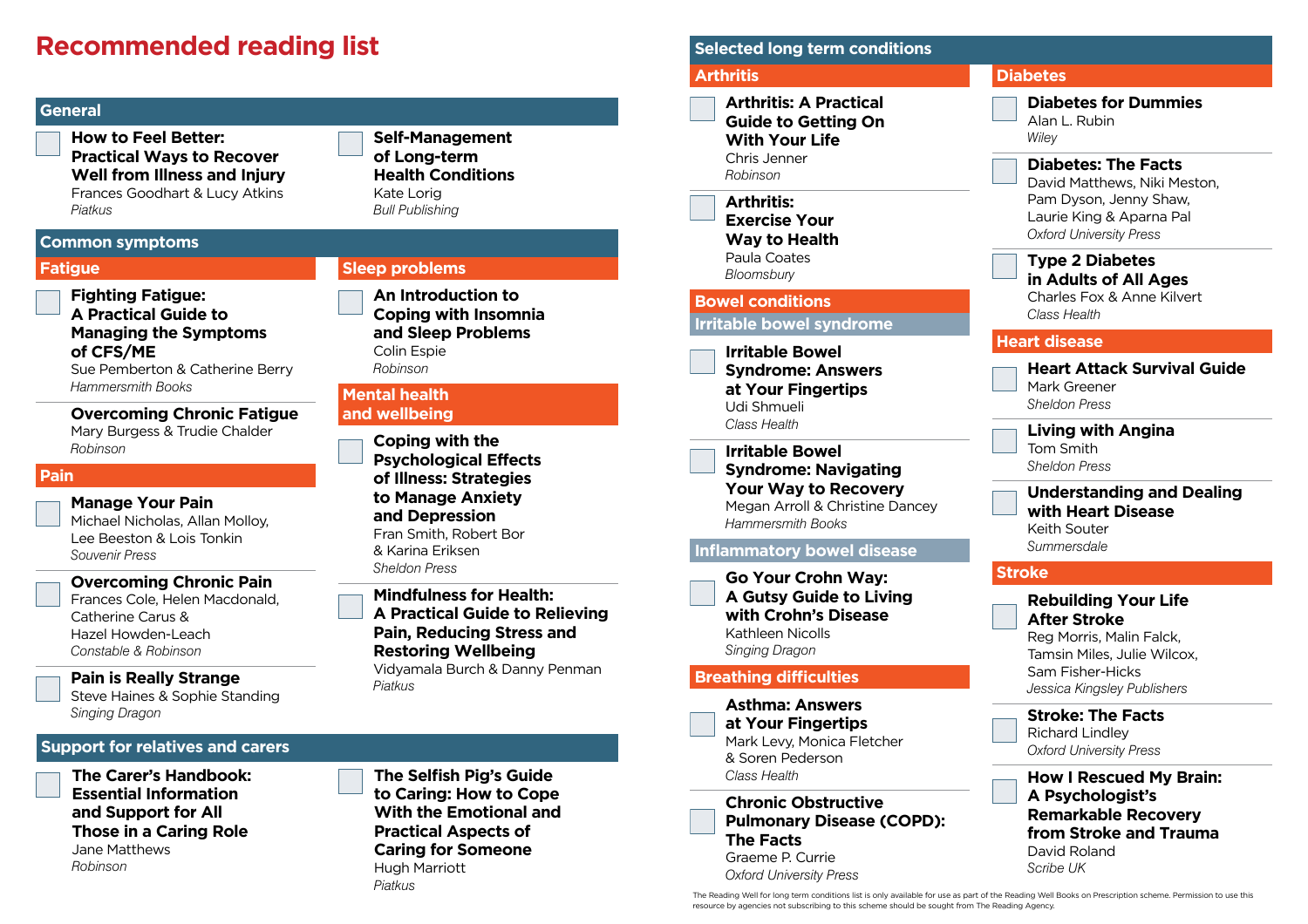# Recommended reading list

## General

- **How to Feel Better: Practical Ways to Recover Well from Illness and Injury**
  Frances Goodhart & Lucy Atkins
  *Piatkus*

- **Self-Management of Long-term Health Conditions**
  Kate Lorig
  *Bull Publishing*

## Common symptoms

### Fatigue

- **Fighting Fatigue: A Practical Guide to Managing the Symptoms of CFS/ME**
  Sue Pemberton & Catherine Berry
  *Hammersmith Books*

- **Overcoming Chronic Fatigue**
  Mary Burgess & Trudie Chalder
  *Robinson*

### Pain

- **Manage Your Pain**
  Michael Nicholas, Allan Molloy, Lee Beeston & Lois Tonkin
  *Souvenir Press*

- **Overcoming Chronic Pain**
  Frances Cole, Helen Macdonald, Catherine Carus & Hazel Howden-Leach
  *Constable & Robinson*

- **Pain is Really Strange**
  Steve Haines & Sophie Standing
  *Singing Dragon*

### Sleep problems

- **An Introduction to Coping with Insomnia and Sleep Problems**
  Colin Espie
  *Robinson*

### Mental health and wellbeing

- **Coping with the Psychological Effects of Illness: Strategies to Manage Anxiety and Depression**
  Fran Smith, Robert Bor & Karina Eriksen
  *Sheldon Press*

- **Mindfulness for Health: A Practical Guide to Relieving Pain, Reducing Stress and Restoring Wellbeing**
  Vidyamala Burch & Danny Penman
  *Piatkus*

## Support for relatives and carers

- **The Carer's Handbook: Essential Information and Support for All Those in a Caring Role**
  Jane Matthews
  *Robinson*

- **The Selfish Pig's Guide to Caring: How to Cope With the Emotional and Practical Aspects of Caring for Someone**
  Hugh Marriott
  *Piatkus*

## Selected long term conditions

### Arthritis

- **Arthritis: A Practical Guide to Getting On With Your Life**
  Chris Jenner
  *Robinson*

- **Arthritis: Exercise Your Way to Health**
  Paula Coates
  *Bloomsbury*

### Bowel conditions

#### Irritable bowel syndrome

- **Irritable Bowel Syndrome: Answers at Your Fingertips**
  Udi Shmueli
  *Class Health*

- **Irritable Bowel Syndrome: Navigating Your Way to Recovery**
  Megan Arroll & Christine Dancey
  *Hammersmith Books*

#### Inflammatory bowel disease

- **Go Your Crohn Way: A Gutsy Guide to Living with Crohn's Disease**
  Kathleen Nicolls
  *Singing Dragon*

### Breathing difficulties

- **Asthma: Answers at Your Fingertips**
  Mark Levy, Monica Fletcher & Soren Pederson
  *Class Health*

- **Chronic Obstructive Pulmonary Disease (COPD): The Facts**
  Graeme P. Currie
  *Oxford University Press*

### Diabetes

- **Diabetes for Dummies**
  Alan L. Rubin
  *Wiley*

- **Diabetes: The Facts**
  David Matthews, Niki Meston, Pam Dyson, Jenny Shaw, Laurie King & Aparna Pal
  *Oxford University Press*

- **Type 2 Diabetes in Adults of All Ages**
  Charles Fox & Anne Kilvert
  *Class Health*

### Heart disease

- **Heart Attack Survival Guide**
  Mark Greener
  *Sheldon Press*

- **Living with Angina**
  Tom Smith
  *Sheldon Press*

- **Understanding and Dealing with Heart Disease**
  Keith Souter
  *Summersdale*

### Stroke

- **Rebuilding Your Life After Stroke**
  Reg Morris, Malin Falck, Tamsin Miles, Julie Wilcox, Sam Fisher-Hicks
  *Jessica Kingsley Publishers*

- **Stroke: The Facts**
  Richard Lindley
  *Oxford University Press*

- **How I Rescued My Brain: A Psychologist's Remarkable Recovery from Stroke and Trauma**
  David Roland
  *Scribe UK*

The Reading Well for long term conditions list is only available for use as part of the Reading Well Books on Prescription scheme. Permission to use this resource by agencies not subscribing to this scheme should be sought from The Reading Agency.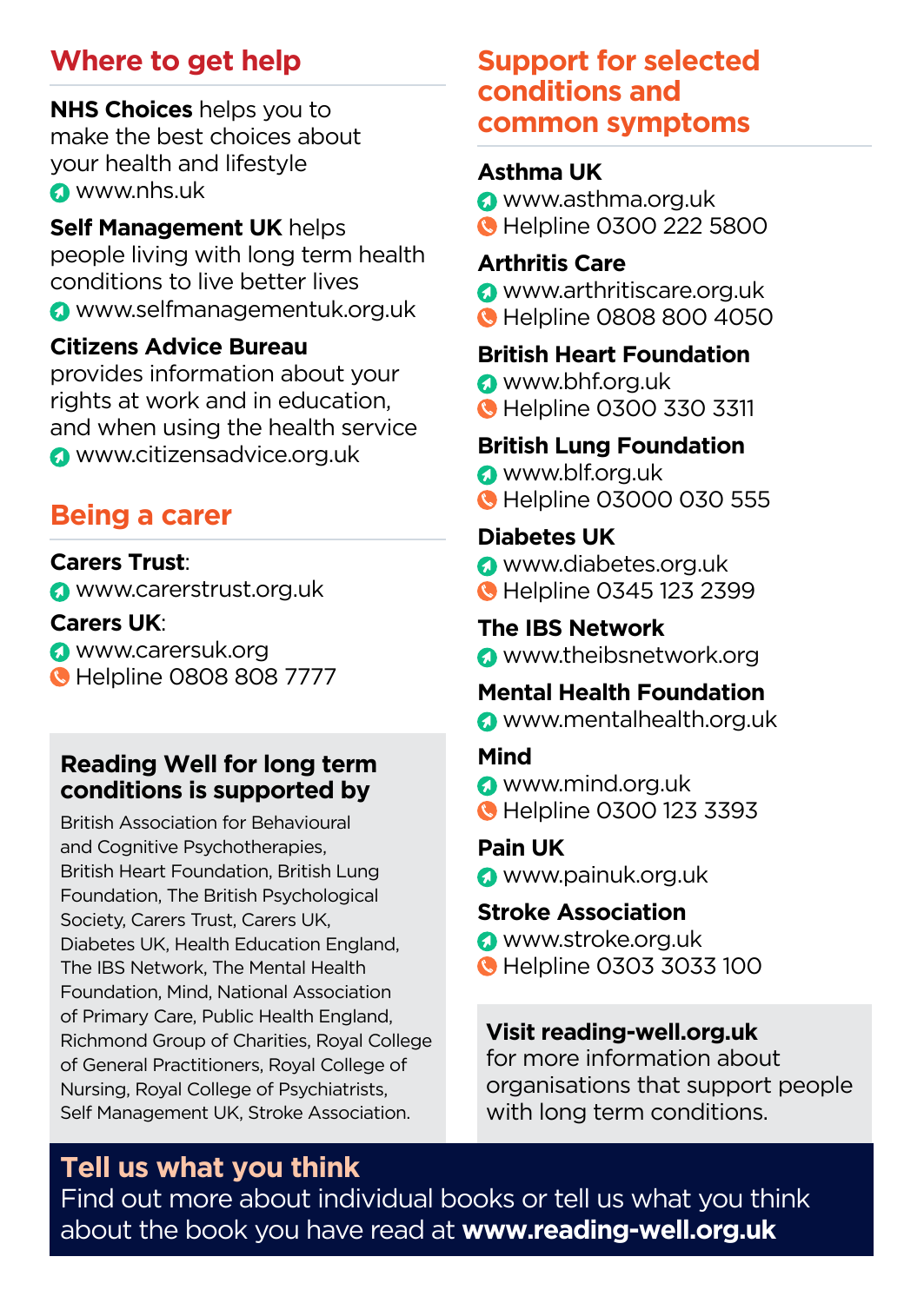## Where to get help

**NHS Choices** helps you to make the best choices about your health and lifestyle
www.nhs.uk

**Self Management UK** helps people living with long term health conditions to live better lives
www.selfmanagementuk.org.uk

**Citizens Advice Bureau** provides information about your rights at work and in education, and when using the health service
www.citizensadvice.org.uk

## Being a carer

**Carers Trust**:
www.carerstrust.org.uk

**Carers UK**:
www.carersuk.org
Helpline 0808 808 7777

### Reading Well for long term conditions is supported by

British Association for Behavioural and Cognitive Psychotherapies, British Heart Foundation, British Lung Foundation, The British Psychological Society, Carers Trust, Carers UK, Diabetes UK, Health Education England, The IBS Network, The Mental Health Foundation, Mind, National Association of Primary Care, Public Health England, Richmond Group of Charities, Royal College of General Practitioners, Royal College of Nursing, Royal College of Psychiatrists, Self Management UK, Stroke Association.

## Support for selected conditions and common symptoms

**Asthma UK**
www.asthma.org.uk
Helpline 0300 222 5800

**Arthritis Care**
www.arthritiscare.org.uk
Helpline 0808 800 4050

**British Heart Foundation**
www.bhf.org.uk
Helpline 0300 330 3311

**British Lung Foundation**
www.blf.org.uk
Helpline 03000 030 555

**Diabetes UK**
www.diabetes.org.uk
Helpline 0345 123 2399

**The IBS Network**
www.theibsnetwork.org

**Mental Health Foundation**
www.mentalhealth.org.uk

**Mind**
www.mind.org.uk
Helpline 0300 123 3393

**Pain UK**
www.painuk.org.uk

**Stroke Association**
www.stroke.org.uk
Helpline 0303 3033 100

**Visit reading-well.org.uk** for more information about organisations that support people with long term conditions.

## Tell us what you think

Find out more about individual books or tell us what you think about the book you have read at **www.reading-well.org.uk**